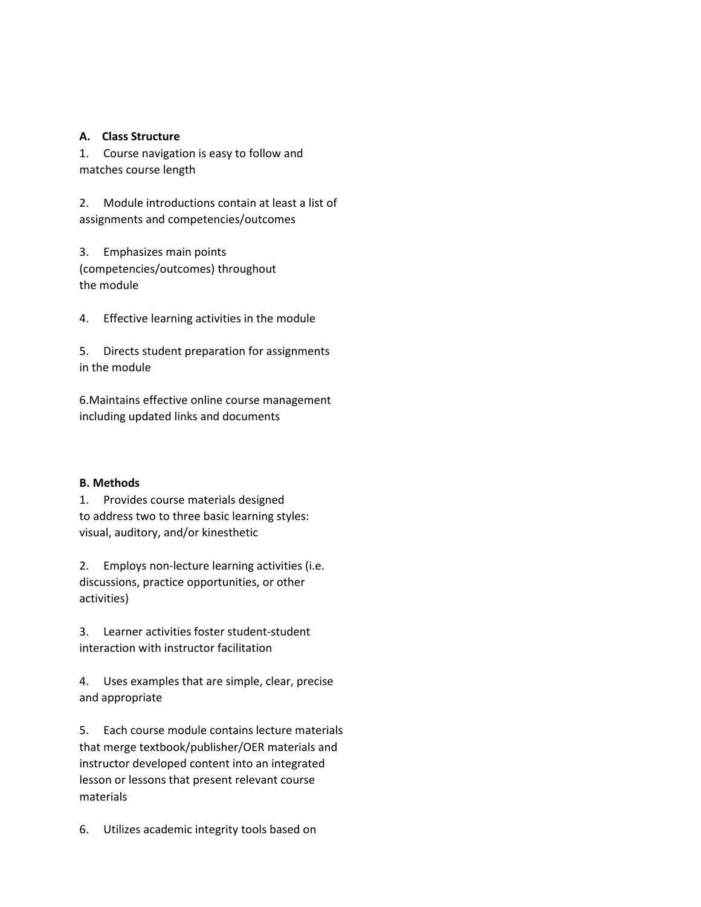**A. Class Structure**

1. Course navigation is easy to follow and matches course length

2. Module introductions contain at least a list of assignments and competencies/outcomes

3. Emphasizes main points (competencies/outcomes) throughout the module

4. Effective learning activities in the module

5. Directs student preparation for assignments in the module

6. Maintains effective online course management including updated links and documents

**B. Methods**

1. Provides course materials designed to address two to three basic learning styles: visual, auditory, and/or kinesthetic

2. Employs non-lecture learning activities (i.e. discussions, practice opportunities, or other activities)

3. Learner activities foster student-student interaction with instructor facilitation

4. Uses examples that are simple, clear, precise and appropriate

5. Each course module contains lecture materials that merge textbook/publisher/OER materials and instructor developed content into an integrated lesson or lessons that present relevant course materials

6. Utilizes academic integrity tools based on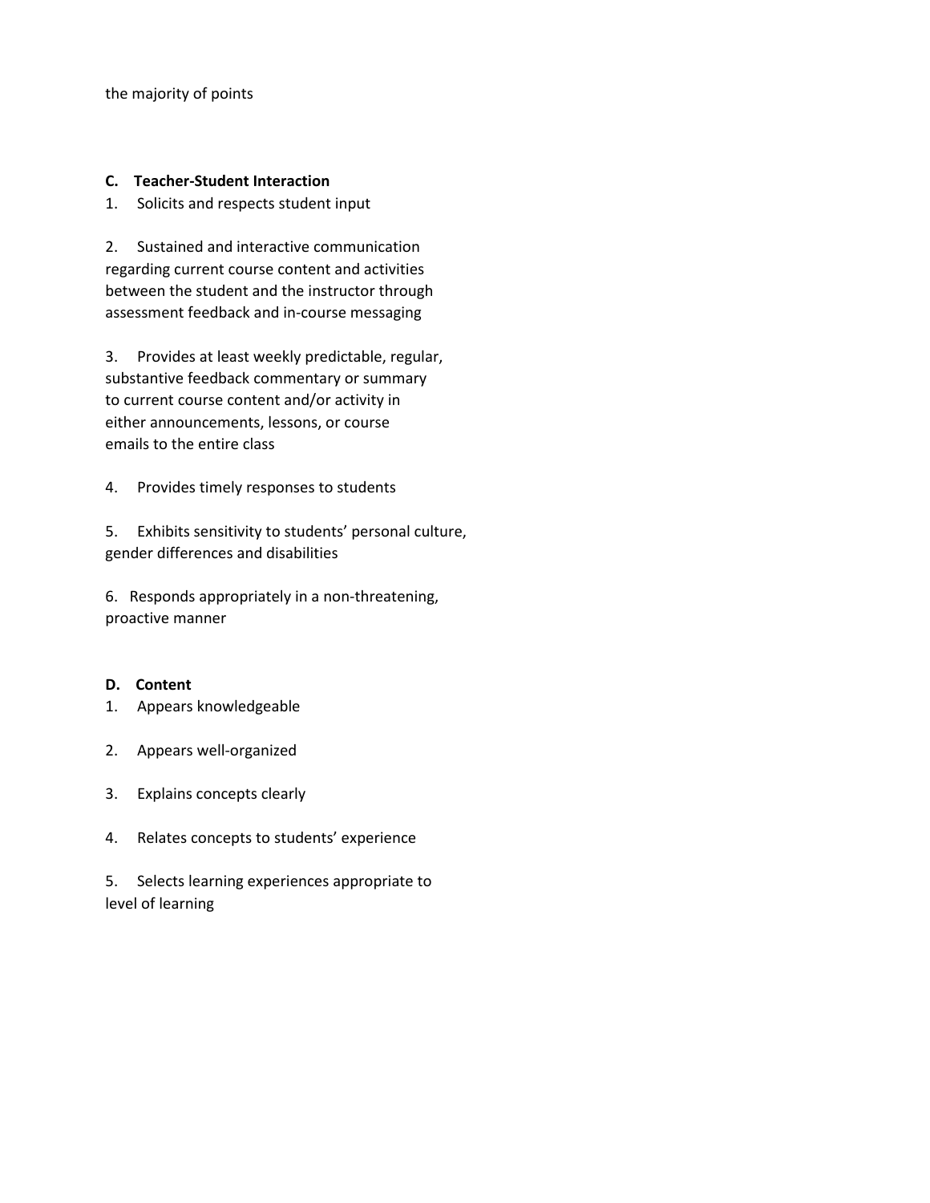the majority of points

**C. Teacher-Student Interaction**

1. Solicits and respects student input

2. Sustained and interactive communication regarding current course content and activities between the student and the instructor through assessment feedback and in-course messaging

3. Provides at least weekly predictable, regular, substantive feedback commentary or summary to current course content and/or activity in either announcements, lessons, or course emails to the entire class

4. Provides timely responses to students

5. Exhibits sensitivity to students' personal culture, gender differences and disabilities

6. Responds appropriately in a non-threatening, proactive manner

**D. Content**

1. Appears knowledgeable

2. Appears well-organized

3. Explains concepts clearly

4. Relates concepts to students' experience

5. Selects learning experiences appropriate to level of learning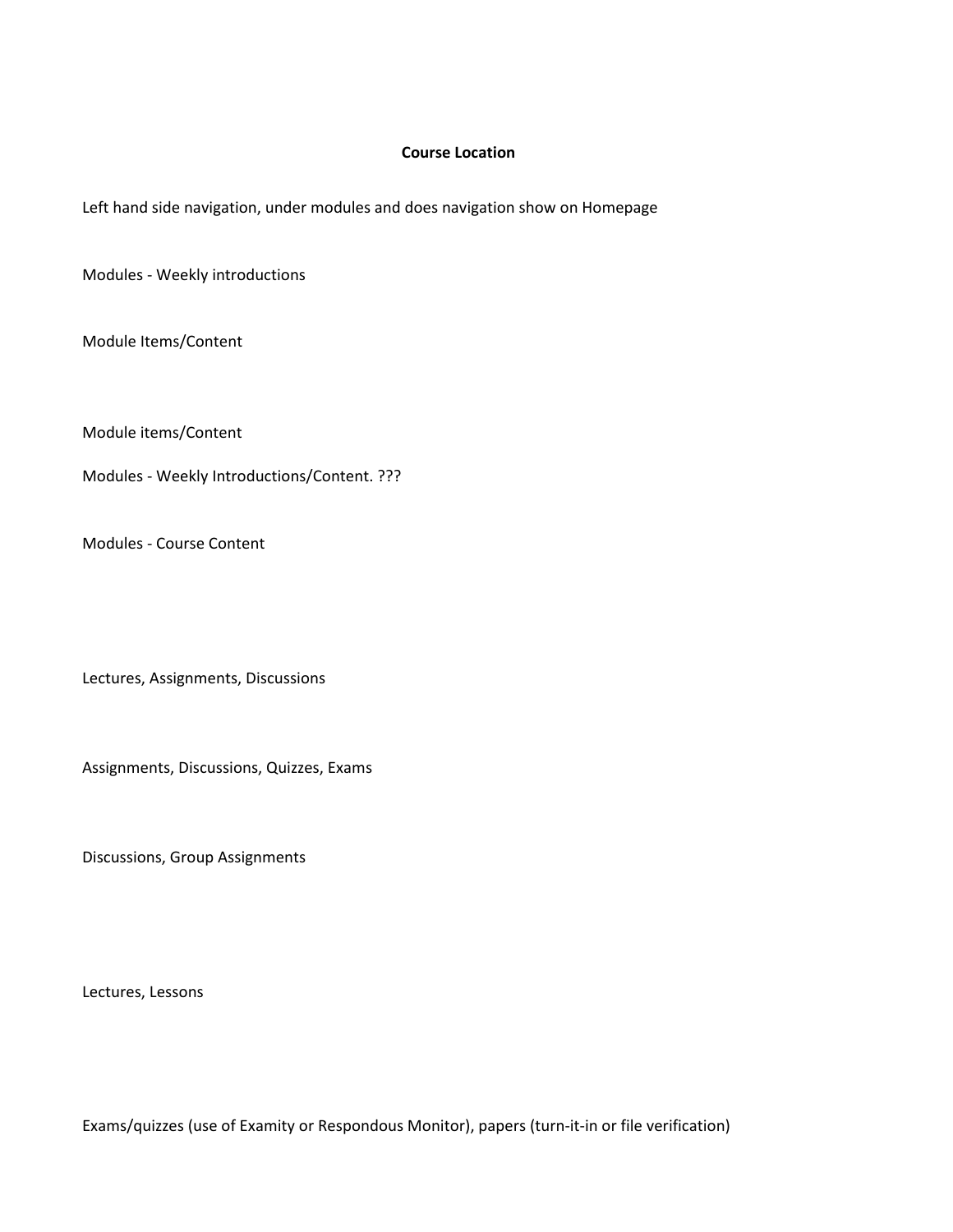**Course Location**

Left hand side navigation, under modules and does navigation show on Homepage

Modules - Weekly introductions

Module Items/Content

Module items/Content

Modules - Weekly Introductions/Content. ???

Modules - Course Content

Lectures, Assignments, Discussions

Assignments, Discussions, Quizzes, Exams

Discussions, Group Assignments

Lectures, Lessons

Exams/quizzes (use of Examity or Respondous Monitor), papers (turn-it-in or file verification)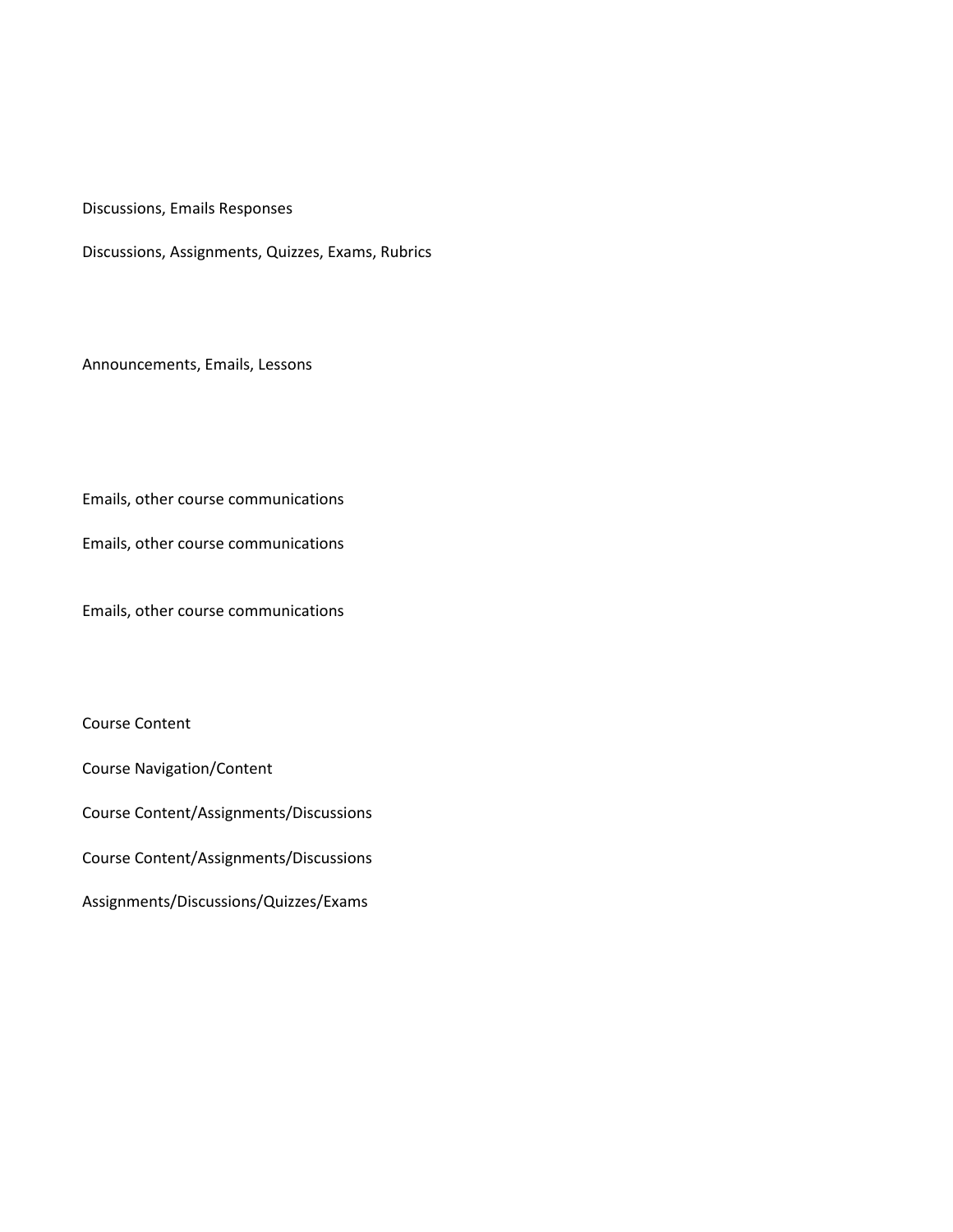Discussions, Emails Responses

Discussions, Assignments, Quizzes, Exams, Rubrics

Announcements, Emails, Lessons

Emails, other course communications

Emails, other course communications

Emails, other course communications

Course Content

Course Navigation/Content

Course Content/Assignments/Discussions

Course Content/Assignments/Discussions

Assignments/Discussions/Quizzes/Exams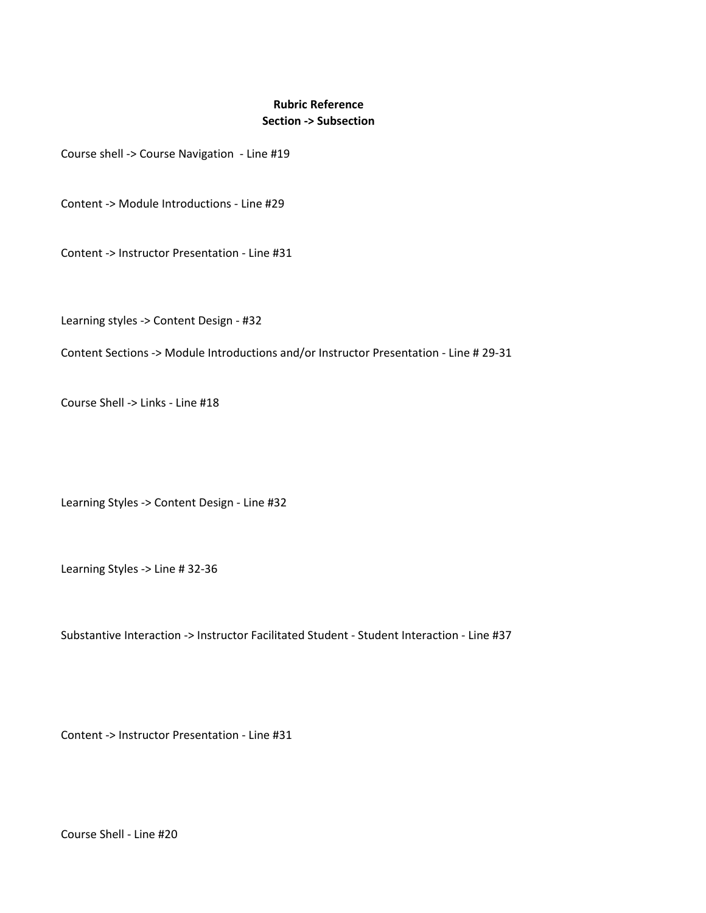**Rubric Reference**
**Section -> Subsection**

Course shell -> Course Navigation - Line #19

Content -> Module Introductions - Line #29

Content -> Instructor Presentation - Line #31

Learning styles -> Content Design - #32

Content Sections -> Module Introductions and/or Instructor Presentation - Line # 29-31

Course Shell -> Links - Line #18

Learning Styles -> Content Design - Line #32

Learning Styles -> Line # 32-36

Substantive Interaction -> Instructor Facilitated Student - Student Interaction - Line #37

Content -> Instructor Presentation - Line #31

Course Shell - Line #20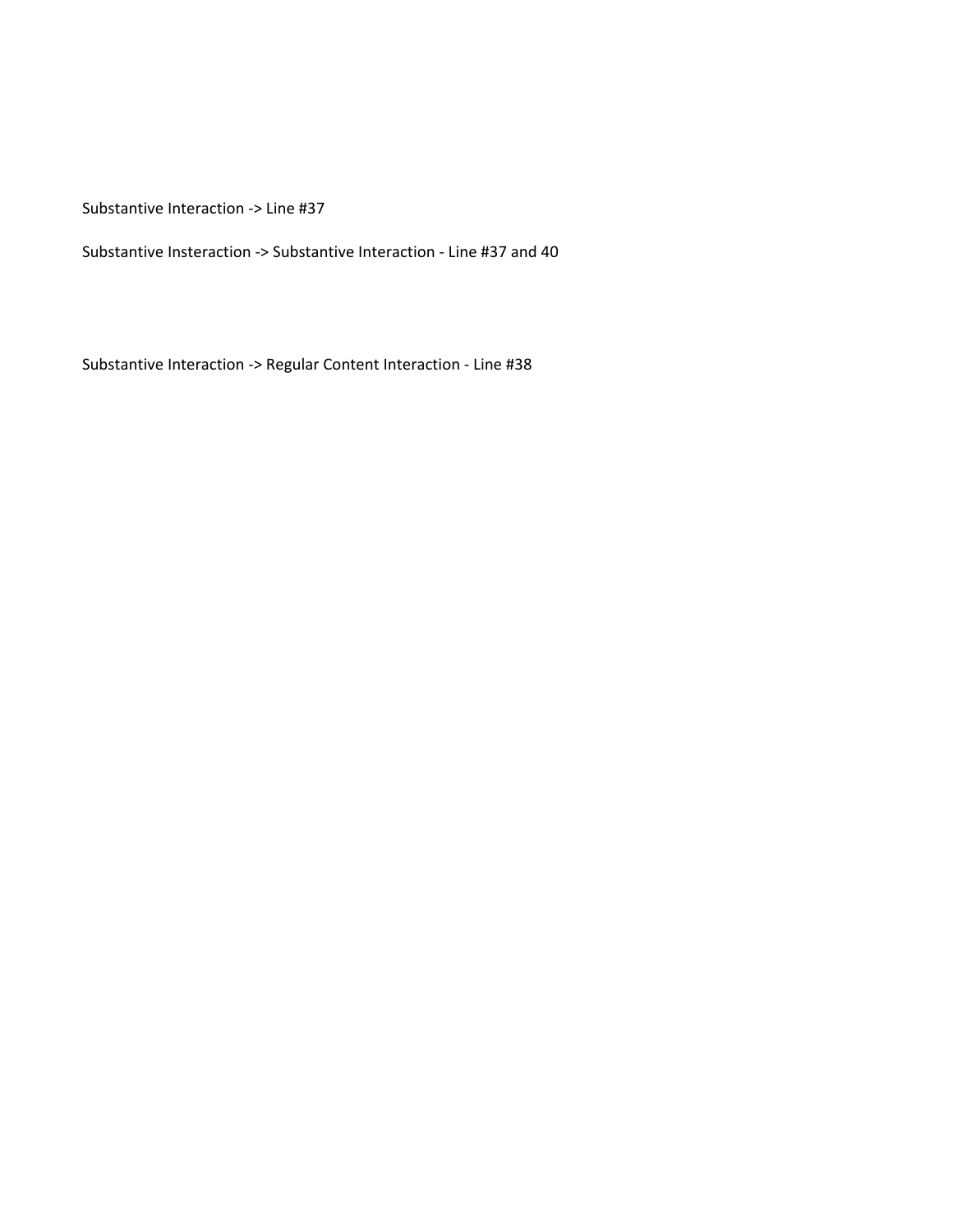Substantive Interaction -> Line #37

Substantive Insteraction -> Substantive Interaction - Line #37 and 40

Substantive Interaction -> Regular Content Interaction - Line #38